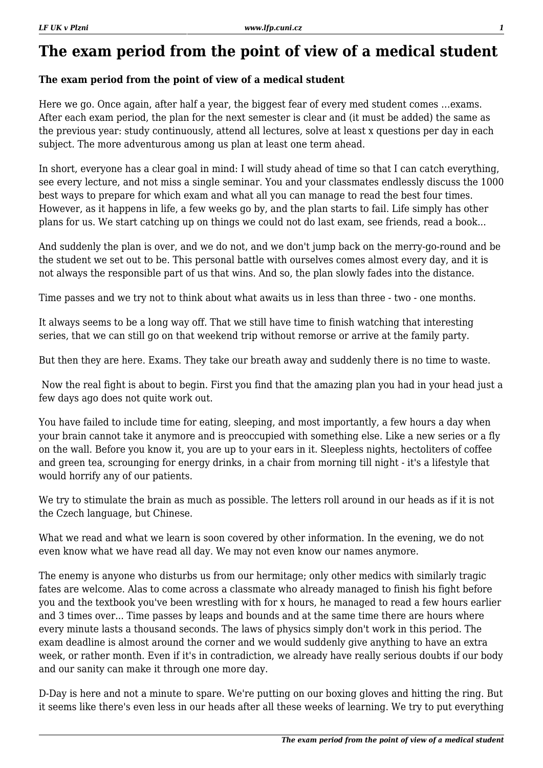# The exam period from the point of view of a medical student

**The exam period from the point of view of a medical student**

Here we go. Once again, after half a year, the biggest fear of every med student comes …exams. After each exam period, the plan for the next semester is clear and (it must be added) the same as the previous year: study continuously, attend all lectures, solve at least x questions per day in each subject. The more adventurous among us plan at least one term ahead.

In short, everyone has a clear goal in mind: I will study ahead of time so that I can catch everything, see every lecture, and not miss a single seminar. You and your classmates endlessly discuss the 1000 best ways to prepare for which exam and what all you can manage to read the best four times. However, as it happens in life, a few weeks go by, and the plan starts to fail. Life simply has other plans for us. We start catching up on things we could not do last exam, see friends, read a book...

And suddenly the plan is over, and we do not, and we don't jump back on the merry-go-round and be the student we set out to be. This personal battle with ourselves comes almost every day, and it is not always the responsible part of us that wins. And so, the plan slowly fades into the distance.

Time passes and we try not to think about what awaits us in less than three - two - one months.

It always seems to be a long way off. That we still have time to finish watching that interesting series, that we can still go on that weekend trip without remorse or arrive at the family party.

But then they are here. Exams. They take our breath away and suddenly there is no time to waste.

Now the real fight is about to begin. First you find that the amazing plan you had in your head just a few days ago does not quite work out.

You have failed to include time for eating, sleeping, and most importantly, a few hours a day when your brain cannot take it anymore and is preoccupied with something else. Like a new series or a fly on the wall. Before you know it, you are up to your ears in it. Sleepless nights, hectoliters of coffee and green tea, scrounging for energy drinks, in a chair from morning till night - it's a lifestyle that would horrify any of our patients.

We try to stimulate the brain as much as possible. The letters roll around in our heads as if it is not the Czech language, but Chinese.

What we read and what we learn is soon covered by other information. In the evening, we do not even know what we have read all day. We may not even know our names anymore.

The enemy is anyone who disturbs us from our hermitage; only other medics with similarly tragic fates are welcome. Alas to come across a classmate who already managed to finish his fight before you and the textbook you've been wrestling with for x hours, he managed to read a few hours earlier and 3 times over... Time passes by leaps and bounds and at the same time there are hours where every minute lasts a thousand seconds. The laws of physics simply don't work in this period. The exam deadline is almost around the corner and we would suddenly give anything to have an extra week, or rather month. Even if it's in contradiction, we already have really serious doubts if our body and our sanity can make it through one more day.

D-Day is here and not a minute to spare. We're putting on our boxing gloves and hitting the ring. But it seems like there's even less in our heads after all these weeks of learning. We try to put everything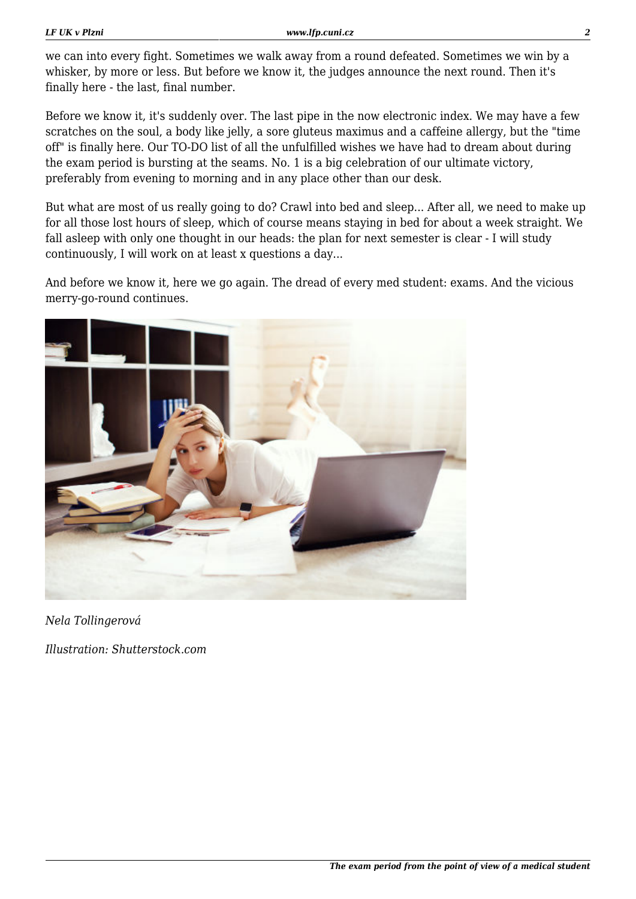we can into every fight. Sometimes we walk away from a round defeated. Sometimes we win by a whisker, by more or less. But before we know it, the judges announce the next round. Then it's finally here - the last, final number.

Before we know it, it's suddenly over. The last pipe in the now electronic index. We may have a few scratches on the soul, a body like jelly, a sore gluteus maximus and a caffeine allergy, but the "time off" is finally here. Our TO-DO list of all the unfulfilled wishes we have had to dream about during the exam period is bursting at the seams. No. 1 is a big celebration of our ultimate victory, preferably from evening to morning and in any place other than our desk.

But what are most of us really going to do? Crawl into bed and sleep... After all, we need to make up for all those lost hours of sleep, which of course means staying in bed for about a week straight. We fall asleep with only one thought in our heads: the plan for next semester is clear - I will study continuously, I will work on at least x questions a day...

And before we know it, here we go again. The dread of every med student: exams. And the vicious merry-go-round continues.

*Nela Tollingerová*

*Illustration: Shutterstock.com*